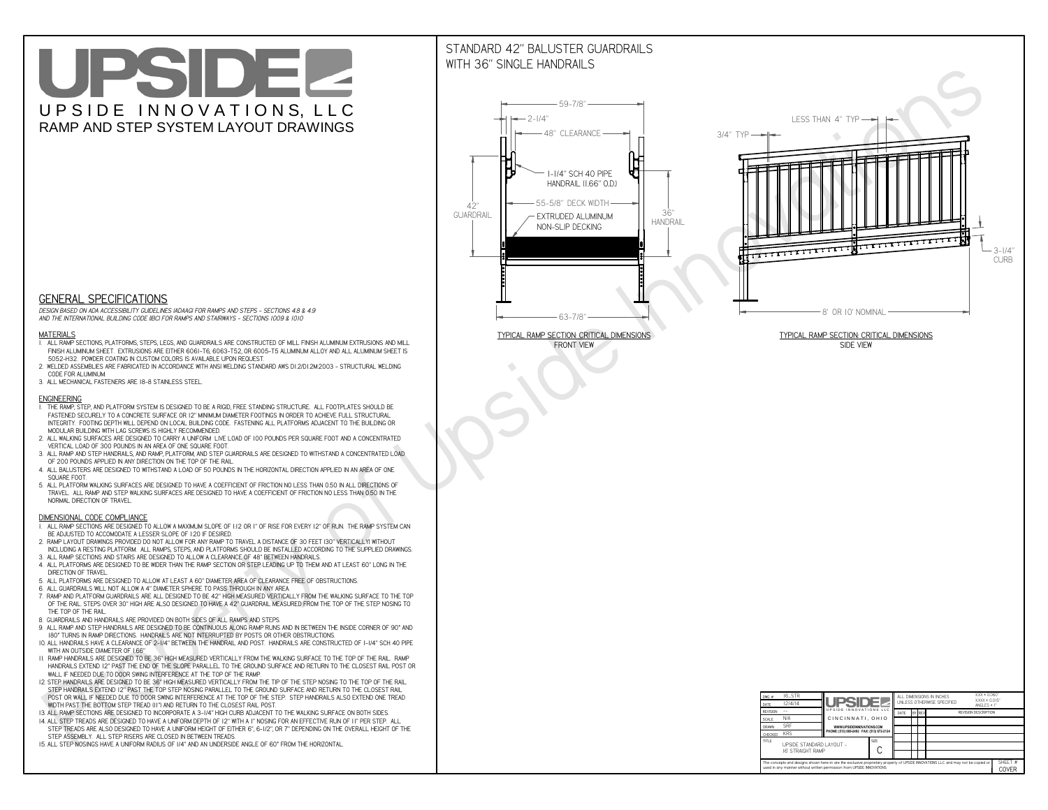# UPSIDE

UPSIDE INNOVATIONS, LLC

RAMP AND STEP SYSTEM LAYOUT DRAWINGS

## STANDARD 42" BALUSTER GUARDRAILS WITH 36" SINGLE HANDRAILS

59-7/8"
2-1/4"
48" CLEARANCE
1-1/4" SCH 40 PIPE HANDRAIL (1.66" O.D.)
42" GUARDRAIL
55-5/8" DECK WIDTH
EXTRUDED ALUMINUM NON-SLIP DECKING
36" HANDRAIL
63-7/8"

TYPICAL RAMP SECTION: CRITICAL DIMENSIONS
FRONT VIEW

LESS THAN 4" TYP
3/4" TYP
3-1/4" CURB
8' OR 10' NOMINAL

TYPICAL RAMP SECTION: CRITICAL DIMENSIONS
SIDE VIEW

## GENERAL SPECIFICATIONS

*DESIGN BASED ON ADA ACCESSIBILITY GUIDELINES (ADAAG) FOR RAMPS AND STEPS - SECTIONS 4.8 & 4.9 AND THE INTERNATIONAL BUILDING CODE (IBC) FOR RAMPS AND STAIRWAYS - SECTIONS 1009 & 1010*

### MATERIALS

1. ALL RAMP SECTIONS, PLATFORMS, STEPS, LEGS, AND GUARDRAILS ARE CONSTRUCTED OF MILL FINISH ALUMINUM EXTRUSIONS AND MILL FINISH ALUMINUM SHEET. EXTRUSIONS ARE EITHER 6061-T6, 6063-T52, OR 6005-T5 ALUMINUM ALLOY AND ALL ALUMINUM SHEET IS 5052-H32. POWDER COATING IN CUSTOM COLORS IS AVAILABLE UPON REQUEST.
2. WELDED ASSEMBLIES ARE FABRICATED IN ACCORDANCE WITH ANSI WELDING STANDARD AWS D1.2/D1.2M:2003 - STRUCTURAL WELDING CODE FOR ALUMINUM.
3. ALL MECHANICAL FASTENERS ARE 18-8 STAINLESS STEEL.

### ENGINEERING

1. THE RAMP, STEP, AND PLATFORM SYSTEM IS DESIGNED TO BE A RIGID, FREE STANDING STRUCTURE. ALL FOOTPLATES SHOULD BE FASTENED SECURELY TO A CONCRETE SURFACE OR 12" MINIMUM DIAMETER FOOTINGS IN ORDER TO ACHIEVE FULL STRUCTURAL INTEGRITY. FOOTING DEPTH WILL DEPEND ON LOCAL BUILDING CODE. FASTENING ALL PLATFORMS ADJACENT TO THE BUILDING OR MODULAR BUILDING WITH LAG SCREWS IS HIGHLY RECOMMENDED.
2. ALL WALKING SURFACES ARE DESIGNED TO CARRY A UNIFORM LIVE LOAD OF 100 POUNDS PER SQUARE FOOT AND A CONCENTRATED VERTICAL LOAD OF 300 POUNDS IN AN AREA OF ONE SQUARE FOOT.
3. ALL RAMP AND STEP HANDRAILS, AND RAMP, PLATFORM, AND STEP GUARDRAILS ARE DESIGNED TO WITHSTAND A CONCENTRATED LOAD OF 200 POUNDS APPLIED IN ANY DIRECTION ON THE TOP OF THE RAIL.
4. ALL BALUSTERS ARE DESIGNED TO WITHSTAND A LOAD OF 50 POUNDS IN THE HORIZONTAL DIRECTION APPLIED IN AN AREA OF ONE SQUARE FOOT.
5. ALL PLATFORM WALKING SURFACES ARE DESIGNED TO HAVE A COEFFICIENT OF FRICTION NO LESS THAN 0.50 IN ALL DIRECTIONS OF TRAVEL. ALL RAMP AND STEP WALKING SURFACES ARE DESIGNED TO HAVE A COEFFICIENT OF FRICTION NO LESS THAN 0.50 IN THE NORMAL DIRECTION OF TRAVEL.

### DIMENSIONAL CODE COMPLIANCE

1. ALL RAMP SECTIONS ARE DESIGNED TO ALLOW A MAXIMUM SLOPE OF 1:12 OR 1" OF RISE FOR EVERY 12" OF RUN. THE RAMP SYSTEM CAN BE ADJUSTED TO ACCOMODATE A LESSER SLOPE OF 1:20 IF DESIRED.
2. RAMP LAYOUT DRAWINGS PROVIDED DO NOT ALLOW FOR ANY RAMP TO TRAVEL A DISTANCE OF 30 FEET (30" VERTICALLY) WITHOUT INCLUDING A RESTING PLATFORM. ALL RAMPS, STEPS, AND PLATFORMS SHOULD BE INSTALLED ACCORDING TO THE SUPPLIED DRAWINGS.
3. ALL RAMP SECTIONS AND STAIRS ARE DESIGNED TO ALLOW A CLEARANCE OF 48" BETWEEN HANDRAILS.
4. ALL PLATFORMS ARE DESIGNED TO BE WIDER THAN THE RAMP SECTION OR STEP LEADING UP TO THEM AND AT LEAST 60" LONG IN THE DIRECTION OF TRAVEL.
5. ALL PLATFORMS ARE DESIGNED TO ALLOW AT LEAST A 60" DIAMETER AREA OF CLEARANCE FREE OF OBSTRUCTIONS.
6. ALL GUARDRAILS WILL NOT ALLOW A 4" DIAMETER SPHERE TO PASS THROUGH IN ANY AREA.
7. RAMP AND PLATFORM GUARDRAILS ARE ALL DESIGNED TO BE 42" HIGH MEASURED VERTICALLY FROM THE WALKING SURFACE TO THE TOP OF THE RAIL. STEPS OVER 30" HIGH ARE ALSO DESIGNED TO HAVE A 42" GUARDRAIL MEASURED FROM THE TOP OF THE STEP NOSING TO THE TOP OF THE RAIL.
8. GUARDRAILS AND HANDRAILS ARE PROVIDED ON BOTH SIDES OF ALL RAMPS AND STEPS.
9. ALL RAMP AND STEP HANDRAILS ARE DESIGNED TO BE CONTINUOUS ALONG RAMP RUNS AND IN BETWEEN THE INSIDE CORNER OF 90° AND 180° TURNS IN RAMP DIRECTIONS. HANDRAILS ARE NOT INTERRUPTED BY POSTS OR OTHER OBSTRUCTIONS.
10. ALL HANDRAILS HAVE A CLEARANCE OF 2-1/4" BETWEEN THE HANDRAIL AND POST. HANDRAILS ARE CONSTRUCTED OF 1-1/4" SCH 40 PIPE WITH AN OUTSIDE DIAMETER OF 1.66"
11. RAMP HANDRAILS ARE DESIGNED TO BE 36" HIGH MEASURED VERTICALLY FROM THE WALKING SURFACE TO THE TOP OF THE RAIL. RAMP HANDRAILS EXTEND 12" PAST THE END OF THE SLOPE PARALLEL TO THE GROUND SURFACE AND RETURN TO THE CLOSEST RAIL POST OR WALL IF NEEDED DUE TO DOOR SWING INTERFERENCE AT THE TOP OF THE RAMP.
12. STEP HANDRAILS ARE DESIGNED TO BE 36" HIGH MEASURED VERTICALLY FROM THE TIP OF THE STEP NOSING TO THE TOP OF THE RAIL. STEP HANDRAILS EXTEND 12" PAST THE TOP STEP NOSING PARALLEL TO THE GROUND SURFACE AND RETURN TO THE CLOSEST RAIL POST OR WALL IF NEEDED DUE TO DOOR SWING INTERFERENCE AT THE TOP OF THE STEP. STEP HANDRAILS ALSO EXTEND ONE TREAD WIDTH PAST THE BOTTOM STEP TREAD (11") AND RETURN TO THE CLOSEST RAIL POST.
13. ALL RAMP SECTIONS ARE DESIGNED TO INCORPORATE A 3-1/4" HIGH CURB ADJACENT TO THE WALKING SURFACE ON BOTH SIDES.
14. ALL STEP TREADS ARE DESIGNED TO HAVE A UNIFORM DEPTH OF 12" WITH A 1" NOSING FOR AN EFFECTIVE RUN OF 11" PER STEP. ALL STEP TREADS ARE ALSO DESIGNED TO HAVE A UNIFORM HEIGHT OF EITHER 6", 6-1/2", OR 7" DEPENDING ON THE OVERALL HEIGHT OF THE STEP ASSEMBLY. ALL STEP RISERS ARE CLOSED IN BETWEEN TREADS.
15. ALL STEP NOSINGS HAVE A UNIFORM RADIUS OF 1/4" AND AN UNDERSIDE ANGLE OF 60° FROM THE HORIZONTAL.

| | |
|---|---|
| DWG # | 16_STR |
| DATE | 12/4/14 |
| REVISION | --- |
| SCALE | N/A |
| DRAWN | SRF |
| CHECKED | KRS |
| TITLE | UPSIDE STANDARD LAYOUT - 16' STRAIGHT RAMP |
| SIZE | C |

UPSIDE INNOVATIONS LLC — CINCINNATI, OHIO — WWW.UPSIDEINNOVATIONS.COM — PHONE: (513) 889-2492 FAX: (513) 672-2124

ALL DIMENSIONS IN INCHES UNLESS OTHERWISE SPECIFIED. X.XX ± 0.060", X.XXX ± 0.015", ANGLES ± 1°

| DATE | BY | REV | REVISION DESCRIPTION |
|---|---|---|---|
| | | | |

The concepts and designs shown here-in are the exclusive proprietary property of UPSIDE INNOVATIONS LLC and may not be copied or used in any manner without written permission from UPSIDE INNOVATIONS.

SHEET # COVER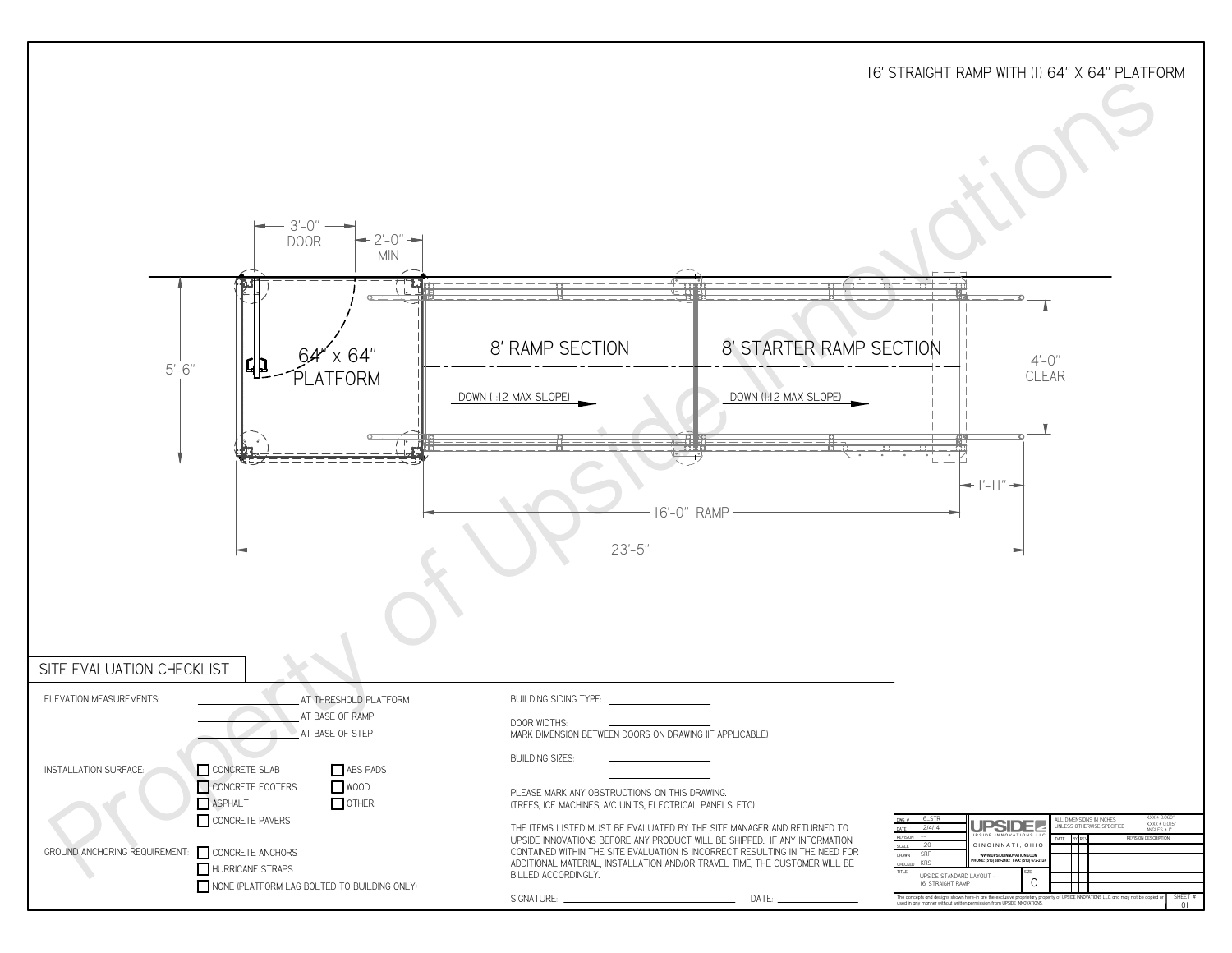# 16' STRAIGHT RAMP WITH (1) 64" X 64" PLATFORM

3'-0"
DOOR

2'-0"
MIN

5'-6"

64" x 64"
PLATFORM

8' RAMP SECTION

DOWN (1:12 MAX SLOPE)

8' STARTER RAMP SECTION

DOWN (1:12 MAX SLOPE)

4'-0"
CLEAR

1'-11"

16'-0" RAMP

23'-5"

Property of Upside Innovations

## SITE EVALUATION CHECKLIST

ELEVATION MEASUREMENTS: ______ AT THRESHOLD PLATFORM
______ AT BASE OF RAMP
______ AT BASE OF STEP

INSTALLATION SURFACE:
- ☐ CONCRETE SLAB
- ☐ CONCRETE FOOTERS
- ☐ ASPHALT
- ☐ CONCRETE PAVERS
- ☐ ABS PADS
- ☐ WOOD
- ☐ OTHER ______

GROUND ANCHORING REQUIREMENT:
- ☐ CONCRETE ANCHORS
- ☐ HURRICANE STRAPS
- ☐ NONE (PLATFORM LAG BOLTED TO BUILDING ONLY)

BUILDING SIDING TYPE: ______

DOOR WIDTHS: ______
MARK DIMENSION BETWEEN DOORS ON DRAWING (IF APPLICABLE)

BUILDING SIZES: ______
______

PLEASE MARK ANY OBSTRUCTIONS ON THIS DRAWING.
(TREES, ICE MACHINES, A/C UNITS, ELECTRICAL PANELS, ETC)

THE ITEMS LISTED MUST BE EVALUATED BY THE SITE MANAGER AND RETURNED TO UPSIDE INNOVATIONS BEFORE ANY PRODUCT WILL BE SHIPPED. IF ANY INFORMATION CONTAINED WITHIN THE SITE EVALUATION IS INCORRECT RESULTING IN THE NEED FOR ADDITIONAL MATERIAL, INSTALLATION AND/OR TRAVEL TIME, THE CUSTOMER WILL BE BILLED ACCORDINGLY.

SIGNATURE: ______ DATE: ______

| | |
|---|---|
| DWG # | 16_STR |
| DATE | 12/4/14 |
| REVISION | --- |
| SCALE | 1:20 |
| DRAWN | SRF |
| CHECKED | KRS |

UPSIDE INNOVATIONS LLC
CINCINNATI, OHIO
WWW.UPSIDEINNOVATIONS.COM
PHONE: (513) 889-2492 FAX: (513) 672-2124

TITLE: UPSIDE STANDARD LAYOUT - 16' STRAIGHT RAMP

SIZE: C

ALL DIMENSIONS IN INCHES UNLESS OTHERWISE SPECIFIED
XXX ± 0.060"
XXXX ± 0.015"
ANGLES ± 1°

| DATE | BY | REV | REVISION DESCRIPTION |
|---|---|---|---|
| | | | |

The concepts and designs shown here-in are the exclusive proprietary property of UPSIDE INNOVATIONS LLC and may not be copied or used in any manner without written permission from UPSIDE INNOVATIONS.

SHEET # 01